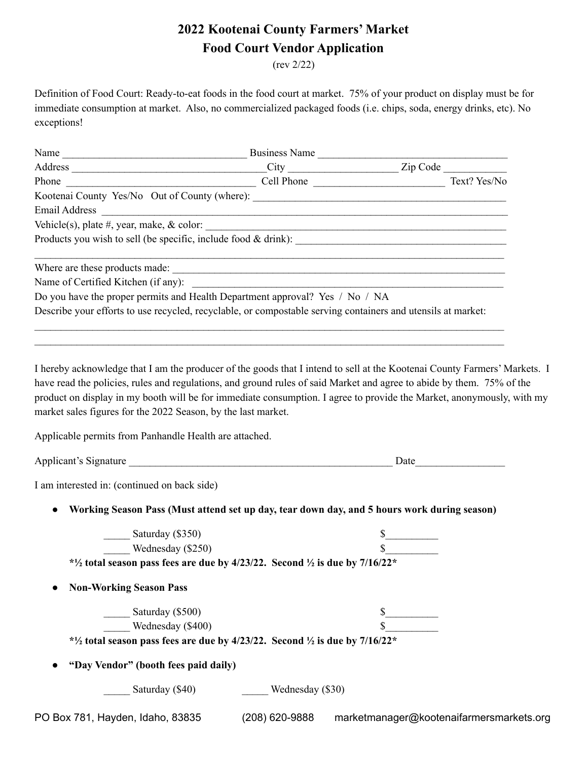# 2022 Kootenai County Farmers' Market
# Food Court Vendor Application

(rev 2/22)

Definition of Food Court: Ready-to-eat foods in the food court at market. 75% of your product on display must be for immediate consumption at market. Also, no commercialized packaged foods (i.e. chips, soda, energy drinks, etc). No exceptions!

Name ___________________________________ Business Name ____________________________________

Address _____________________________________City ____________________ Zip Code ____________

Phone ____________________________________ Cell Phone _________________________ Text? Yes/No

Kootenai County Yes/No Out of County (where): ________________________________________________

Email Address ______________________________________________________________________________

Vehicle(s), plate #, year, make, & color: _______________________________________________________

Products you wish to sell (be specific, include food & drink): _________________________________________

_____________________________________________________________________________________________

Where are these products made: _______________________________________________________________

Name of Certified Kitchen (if any): _____________________________________________________________

Do you have the proper permits and Health Department approval? Yes / No / NA

Describe your efforts to use recycled, recyclable, or compostable serving containers and utensils at market:

_____________________________________________________________________________________________

_____________________________________________________________________________________________

I hereby acknowledge that I am the producer of the goods that I intend to sell at the Kootenai County Farmers' Markets. I have read the policies, rules and regulations, and ground rules of said Market and agree to abide by them. 75% of the product on display in my booth will be for immediate consumption. I agree to provide the Market, anonymously, with my market sales figures for the 2022 Season, by the last market.

Applicable permits from Panhandle Health are attached.

Applicant's Signature ___________________________________________________ Date________________

I am interested in: (continued on back side)

- **Working Season Pass (Must attend set up day, tear down day, and 5 hours work during season)**

  _____ Saturday ($350) $__________

  _____ Wednesday ($250) $__________

  ***½ total season pass fees are due by 4/23/22. Second ½ is due by 7/16/22***

- **Non-Working Season Pass**

  _____ Saturday ($500) $__________

  _____ Wednesday ($400) $__________

  ***½ total season pass fees are due by 4/23/22. Second ½ is due by 7/16/22***

- **"Day Vendor" (booth fees paid daily)**

  _____ Saturday ($40) _____ Wednesday ($30)

PO Box 781, Hayden, Idaho, 83835 (208) 620-9888 marketmanager@kootenaifarmersmarkets.org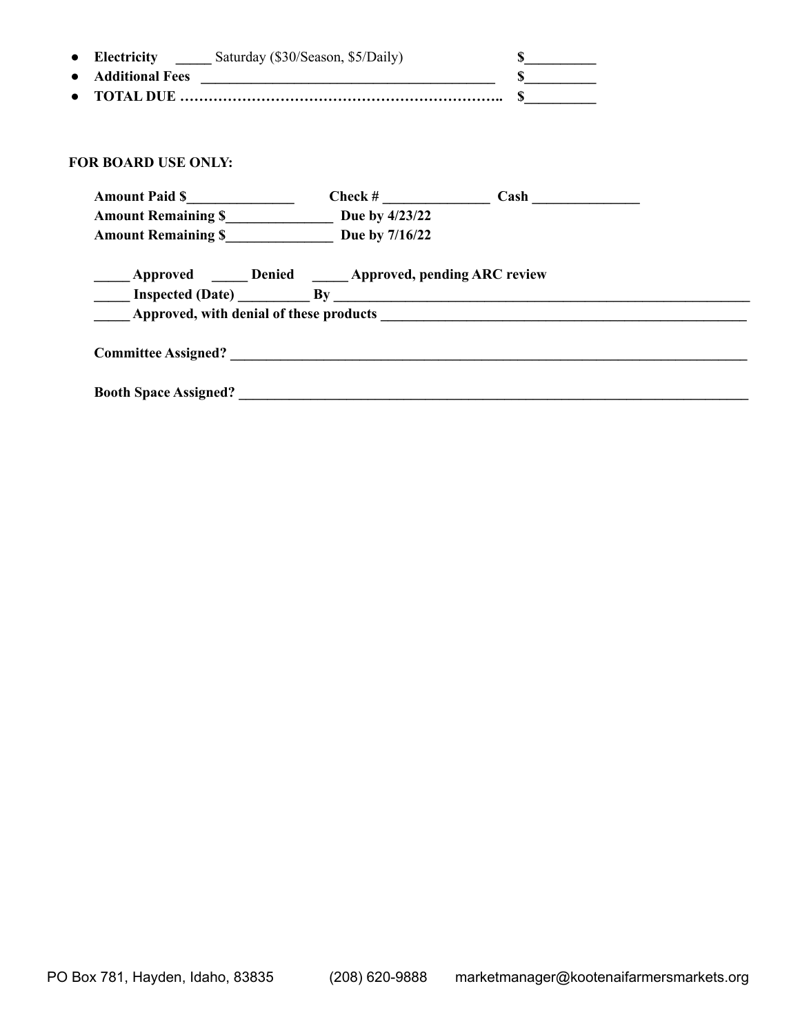- **Electricity** _____ Saturday ($30/Season, $5/Daily) $__________
- **Additional Fees** ___________________________________________ $__________
- **TOTAL DUE …………………………………………………………..** $__________

**FOR BOARD USE ONLY:**

**Amount Paid $_______________ Check # _______________ Cash _______________**
**Amount Remaining $_______________ Due by 4/23/22**
**Amount Remaining $_______________ Due by 7/16/22**

**_____ Approved _____ Denied _____ Approved, pending ARC review**
**_____ Inspected (Date) __________ By _______________________________________________________________**
**_____ Approved, with denial of these products _____________________________________________________**

**Committee Assigned? ____________________________________________________________________________**

**Booth Space Assigned? __________________________________________________________________________**

PO Box 781, Hayden, Idaho, 83835 (208) 620-9888 marketmanager@kootenaifarmersmarkets.org